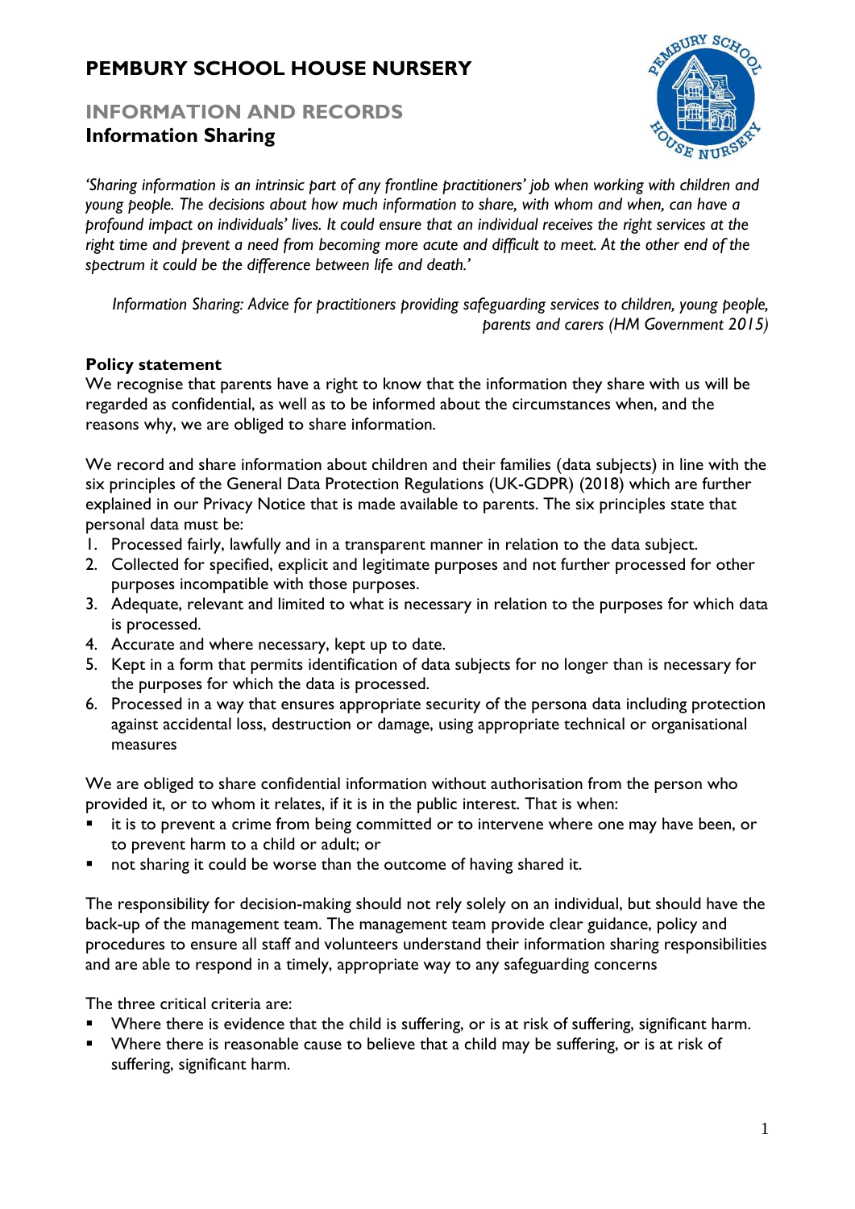# PEMBURY SCHOOL HOUSE NURSERY

## INFORMATION AND RECORDS

### Information Sharing

*'Sharing information is an intrinsic part of any frontline practitioners' job when working with children and young people. The decisions about how much information to share, with whom and when, can have a profound impact on individuals' lives. It could ensure that an individual receives the right services at the right time and prevent a need from becoming more acute and difficult to meet. At the other end of the spectrum it could be the difference between life and death.'*

*Information Sharing: Advice for practitioners providing safeguarding services to children, young people, parents and carers (HM Government 2015)*

**Policy statement**

We recognise that parents have a right to know that the information they share with us will be regarded as confidential, as well as to be informed about the circumstances when, and the reasons why, we are obliged to share information.

We record and share information about children and their families (data subjects) in line with the six principles of the General Data Protection Regulations (UK-GDPR) (2018) which are further explained in our Privacy Notice that is made available to parents. The six principles state that personal data must be:

1. Processed fairly, lawfully and in a transparent manner in relation to the data subject.
2. Collected for specified, explicit and legitimate purposes and not further processed for other purposes incompatible with those purposes.
3. Adequate, relevant and limited to what is necessary in relation to the purposes for which data is processed.
4. Accurate and where necessary, kept up to date.
5. Kept in a form that permits identification of data subjects for no longer than is necessary for the purposes for which the data is processed.
6. Processed in a way that ensures appropriate security of the persona data including protection against accidental loss, destruction or damage, using appropriate technical or organisational measures

We are obliged to share confidential information without authorisation from the person who provided it, or to whom it relates, if it is in the public interest. That is when:

- it is to prevent a crime from being committed or to intervene where one may have been, or to prevent harm to a child or adult; or
- not sharing it could be worse than the outcome of having shared it.

The responsibility for decision-making should not rely solely on an individual, but should have the back-up of the management team. The management team provide clear guidance, policy and procedures to ensure all staff and volunteers understand their information sharing responsibilities and are able to respond in a timely, appropriate way to any safeguarding concerns

The three critical criteria are:

- Where there is evidence that the child is suffering, or is at risk of suffering, significant harm.
- Where there is reasonable cause to believe that a child may be suffering, or is at risk of suffering, significant harm.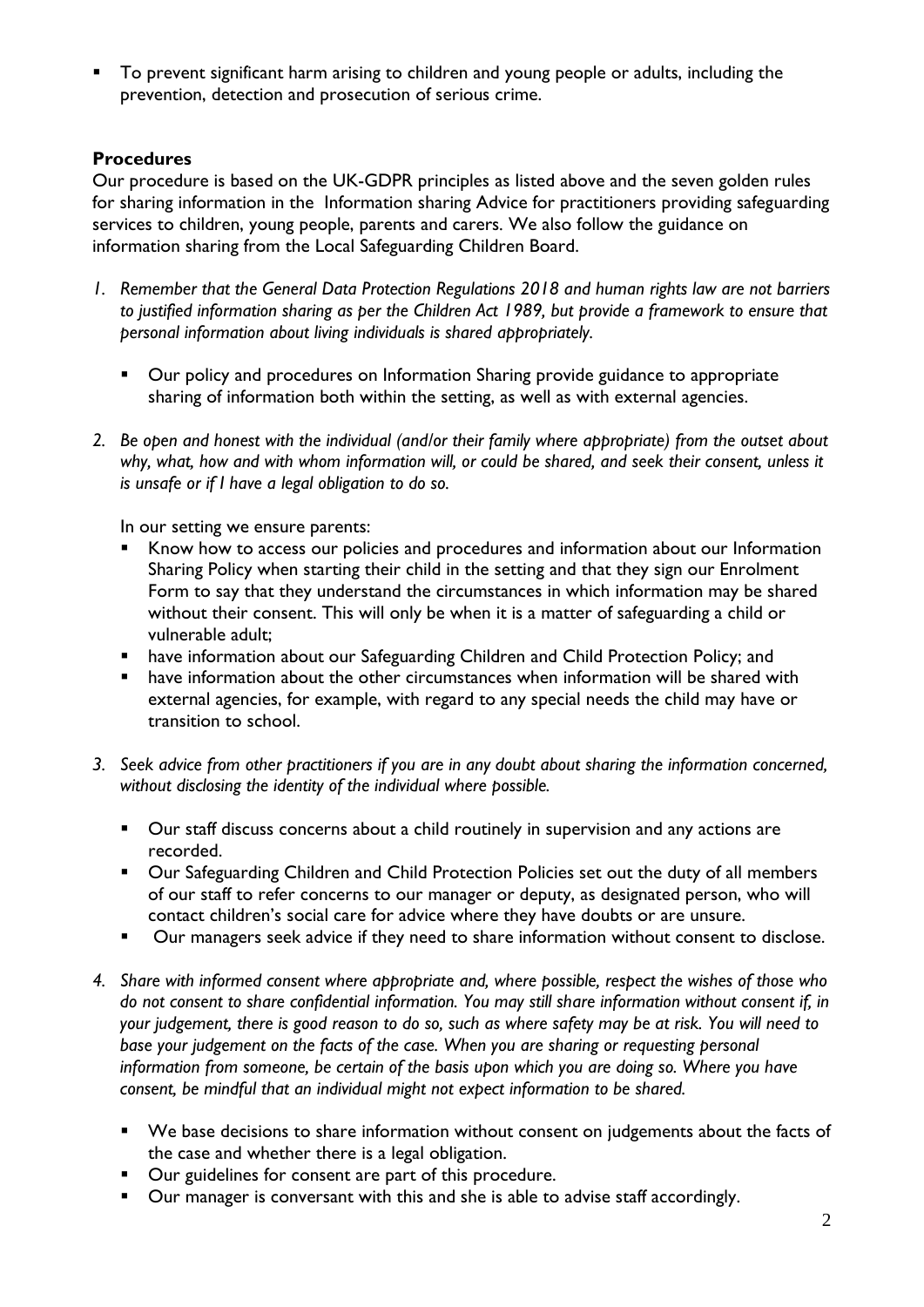- To prevent significant harm arising to children and young people or adults, including the prevention, detection and prosecution of serious crime.

### Procedures

Our procedure is based on the UK-GDPR principles as listed above and the seven golden rules for sharing information in the Information sharing Advice for practitioners providing safeguarding services to children, young people, parents and carers. We also follow the guidance on information sharing from the Local Safeguarding Children Board.

1. *Remember that the General Data Protection Regulations 2018 and human rights law are not barriers to justified information sharing as per the Children Act 1989, but provide a framework to ensure that personal information about living individuals is shared appropriately.*

   - Our policy and procedures on Information Sharing provide guidance to appropriate sharing of information both within the setting, as well as with external agencies.

2. *Be open and honest with the individual (and/or their family where appropriate) from the outset about why, what, how and with whom information will, or could be shared, and seek their consent, unless it is unsafe or if I have a legal obligation to do so.*

   In our setting we ensure parents:

   - Know how to access our policies and procedures and information about our Information Sharing Policy when starting their child in the setting and that they sign our Enrolment Form to say that they understand the circumstances in which information may be shared without their consent. This will only be when it is a matter of safeguarding a child or vulnerable adult;
   - have information about our Safeguarding Children and Child Protection Policy; and
   - have information about the other circumstances when information will be shared with external agencies, for example, with regard to any special needs the child may have or transition to school.

3. *Seek advice from other practitioners if you are in any doubt about sharing the information concerned, without disclosing the identity of the individual where possible.*

   - Our staff discuss concerns about a child routinely in supervision and any actions are recorded.
   - Our Safeguarding Children and Child Protection Policies set out the duty of all members of our staff to refer concerns to our manager or deputy, as designated person, who will contact children's social care for advice where they have doubts or are unsure.
   - Our managers seek advice if they need to share information without consent to disclose.

4. *Share with informed consent where appropriate and, where possible, respect the wishes of those who do not consent to share confidential information. You may still share information without consent if, in your judgement, there is good reason to do so, such as where safety may be at risk. You will need to base your judgement on the facts of the case. When you are sharing or requesting personal information from someone, be certain of the basis upon which you are doing so. Where you have consent, be mindful that an individual might not expect information to be shared.*

   - We base decisions to share information without consent on judgements about the facts of the case and whether there is a legal obligation.
   - Our guidelines for consent are part of this procedure.
   - Our manager is conversant with this and she is able to advise staff accordingly.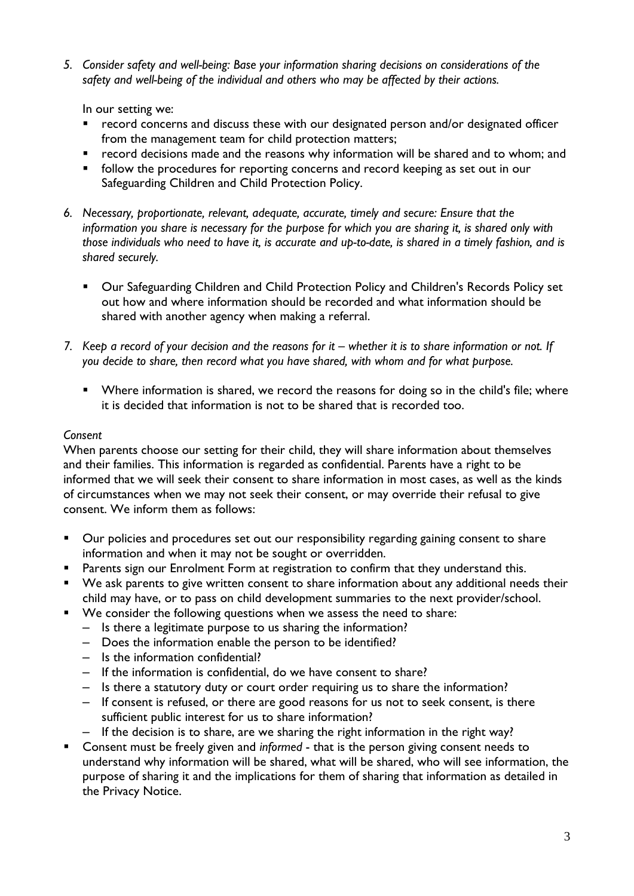5. *Consider safety and well-being: Base your information sharing decisions on considerations of the safety and well-being of the individual and others who may be affected by their actions.*

   In our setting we:
   - record concerns and discuss these with our designated person and/or designated officer from the management team for child protection matters;
   - record decisions made and the reasons why information will be shared and to whom; and
   - follow the procedures for reporting concerns and record keeping as set out in our Safeguarding Children and Child Protection Policy.

6. *Necessary, proportionate, relevant, adequate, accurate, timely and secure: Ensure that the information you share is necessary for the purpose for which you are sharing it, is shared only with those individuals who need to have it, is accurate and up-to-date, is shared in a timely fashion, and is shared securely.*

   - Our Safeguarding Children and Child Protection Policy and Children's Records Policy set out how and where information should be recorded and what information should be shared with another agency when making a referral.

7. *Keep a record of your decision and the reasons for it – whether it is to share information or not. If you decide to share, then record what you have shared, with whom and for what purpose.*

   - Where information is shared, we record the reasons for doing so in the child's file; where it is decided that information is not to be shared that is recorded too.

*Consent*

When parents choose our setting for their child, they will share information about themselves and their families. This information is regarded as confidential. Parents have a right to be informed that we will seek their consent to share information in most cases, as well as the kinds of circumstances when we may not seek their consent, or may override their refusal to give consent. We inform them as follows:

- Our policies and procedures set out our responsibility regarding gaining consent to share information and when it may not be sought or overridden.
- Parents sign our Enrolment Form at registration to confirm that they understand this.
- We ask parents to give written consent to share information about any additional needs their child may have, or to pass on child development summaries to the next provider/school.
- We consider the following questions when we assess the need to share:
  - Is there a legitimate purpose to us sharing the information?
  - Does the information enable the person to be identified?
  - Is the information confidential?
  - If the information is confidential, do we have consent to share?
  - Is there a statutory duty or court order requiring us to share the information?
  - If consent is refused, or there are good reasons for us not to seek consent, is there sufficient public interest for us to share information?
  - If the decision is to share, are we sharing the right information in the right way?
- Consent must be freely given and *informed* - that is the person giving consent needs to understand why information will be shared, what will be shared, who will see information, the purpose of sharing it and the implications for them of sharing that information as detailed in the Privacy Notice.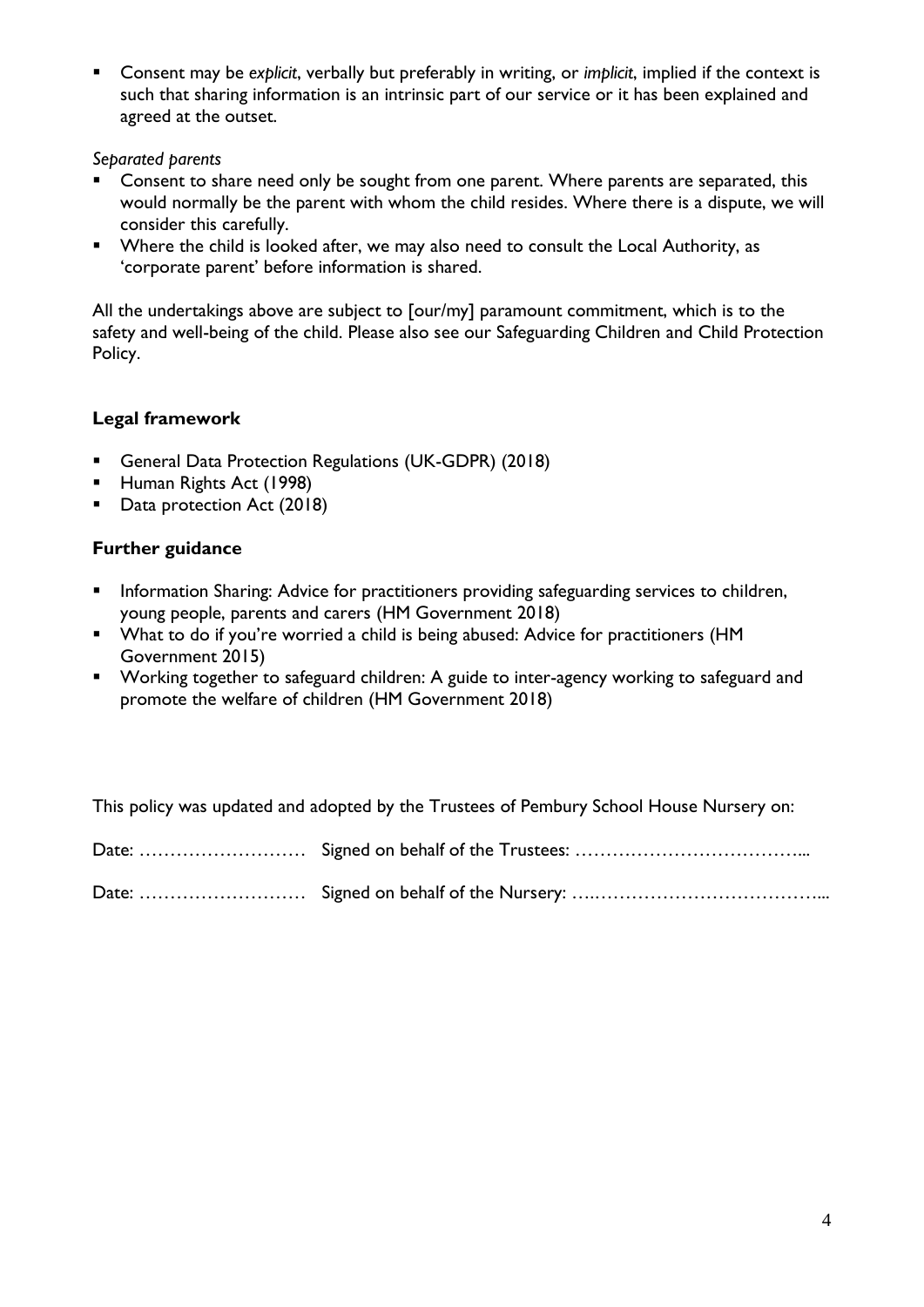- Consent may be *explicit*, verbally but preferably in writing, or *implicit*, implied if the context is such that sharing information is an intrinsic part of our service or it has been explained and agreed at the outset.

*Separated parents*

- Consent to share need only be sought from one parent. Where parents are separated, this would normally be the parent with whom the child resides. Where there is a dispute, we will consider this carefully.
- Where the child is looked after, we may also need to consult the Local Authority, as 'corporate parent' before information is shared.

All the undertakings above are subject to [our/my] paramount commitment, which is to the safety and well-being of the child. Please also see our Safeguarding Children and Child Protection Policy.

## Legal framework

- General Data Protection Regulations (UK-GDPR) (2018)
- Human Rights Act (1998)
- Data protection Act (2018)

## Further guidance

- Information Sharing: Advice for practitioners providing safeguarding services to children, young people, parents and carers (HM Government 2018)
- What to do if you're worried a child is being abused: Advice for practitioners (HM Government 2015)
- Working together to safeguard children: A guide to inter-agency working to safeguard and promote the welfare of children (HM Government 2018)

This policy was updated and adopted by the Trustees of Pembury School House Nursery on:

Date: ……………………… Signed on behalf of the Trustees: ………………………………...

Date: ……………………… Signed on behalf of the Nursery: ….………………………………...